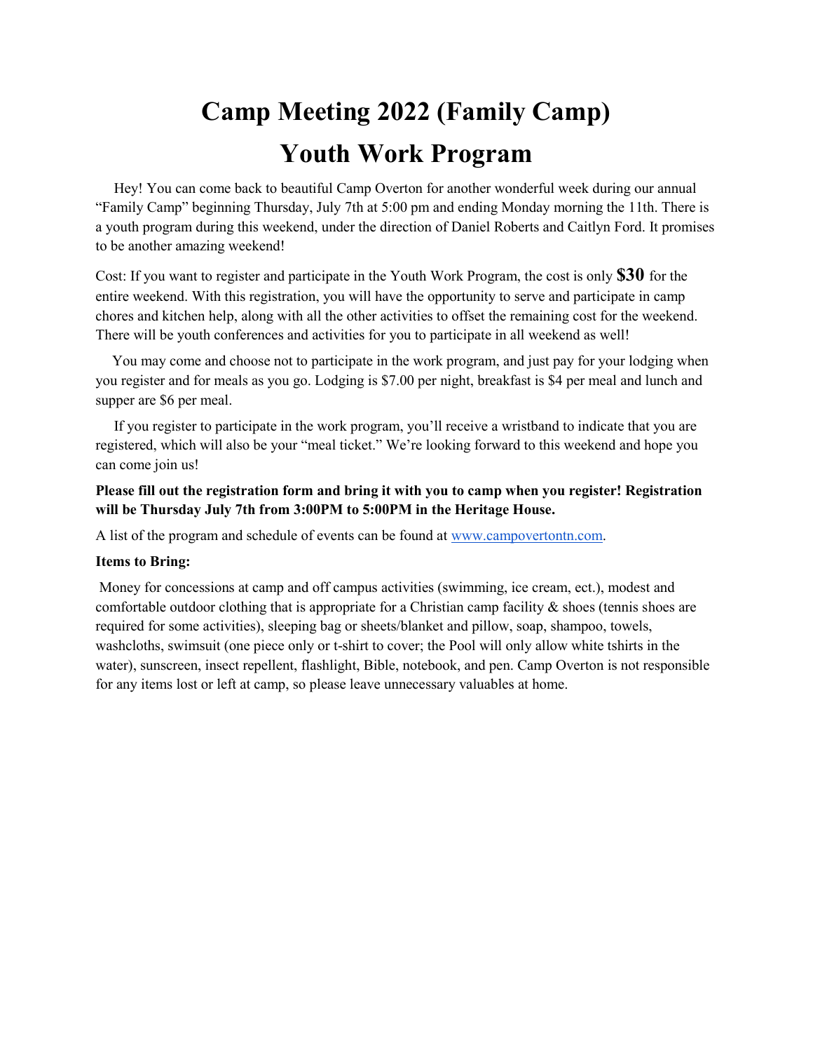# Camp Meeting 2022 (Family Camp)

# Youth Work Program

Hey! You can come back to beautiful Camp Overton for another wonderful week during our annual "Family Camp" beginning Thursday, July 7th at 5:00 pm and ending Monday morning the 11th. There is a youth program during this weekend, under the direction of Daniel Roberts and Caitlyn Ford. It promises to be another amazing weekend!

Cost: If you want to register and participate in the Youth Work Program, the cost is only **$30** for the entire weekend. With this registration, you will have the opportunity to serve and participate in camp chores and kitchen help, along with all the other activities to offset the remaining cost for the weekend. There will be youth conferences and activities for you to participate in all weekend as well!

You may come and choose not to participate in the work program, and just pay for your lodging when you register and for meals as you go. Lodging is $7.00 per night, breakfast is $4 per meal and lunch and supper are $6 per meal.

If you register to participate in the work program, you'll receive a wristband to indicate that you are registered, which will also be your "meal ticket." We're looking forward to this weekend and hope you can come join us!

**Please fill out the registration form and bring it with you to camp when you register! Registration will be Thursday July 7th from 3:00PM to 5:00PM in the Heritage House.**

A list of the program and schedule of events can be found at [www.campovertontn.com](http://www.campovertontn.com).

**Items to Bring:**

Money for concessions at camp and off campus activities (swimming, ice cream, ect.), modest and comfortable outdoor clothing that is appropriate for a Christian camp facility & shoes (tennis shoes are required for some activities), sleeping bag or sheets/blanket and pillow, soap, shampoo, towels, washcloths, swimsuit (one piece only or t-shirt to cover; the Pool will only allow white tshirts in the water), sunscreen, insect repellent, flashlight, Bible, notebook, and pen. Camp Overton is not responsible for any items lost or left at camp, so please leave unnecessary valuables at home.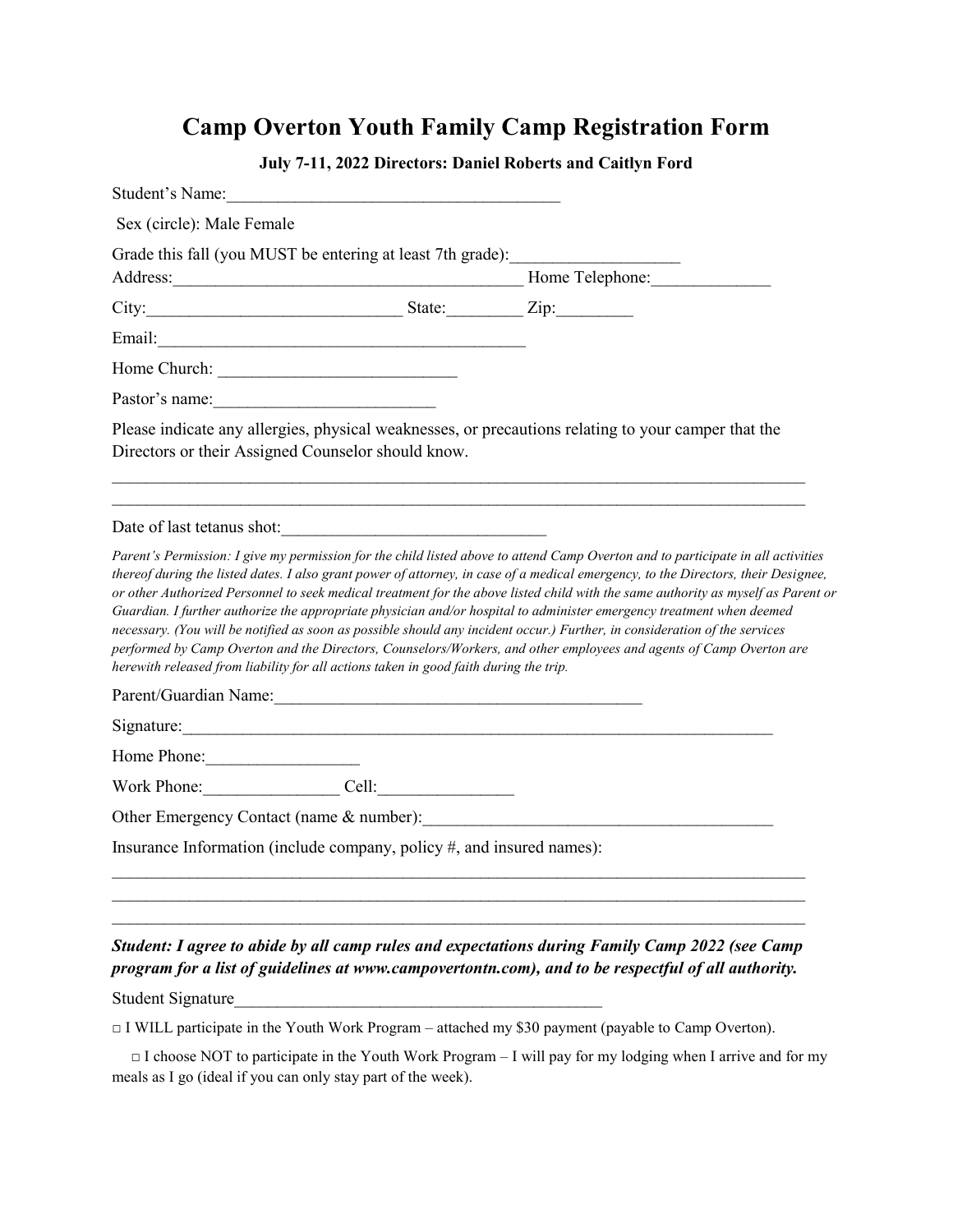# Camp Overton Youth Family Camp Registration Form

**July 7-11, 2022 Directors: Daniel Roberts and Caitlyn Ford**

Student's Name:_______________________________________

Sex (circle): Male Female

Grade this fall (you MUST be entering at least 7th grade):___________________

Address:_________________________________________ Home Telephone:______________

City:_____________________________ State:_________ Zip:_________

Email:___________________________________________

Home Church: ___________________________

Pastor's name:_________________________

Please indicate any allergies, physical weaknesses, or precautions relating to your camper that the Directors or their Assigned Counselor should know.

_______________________________________________________________________________

_______________________________________________________________________________

Date of last tetanus shot:______________________________

*Parent's Permission: I give my permission for the child listed above to attend Camp Overton and to participate in all activities thereof during the listed dates. I also grant power of attorney, in case of a medical emergency, to the Directors, their Designee, or other Authorized Personnel to seek medical treatment for the above listed child with the same authority as myself as Parent or Guardian. I further authorize the appropriate physician and/or hospital to administer emergency treatment when deemed necessary. (You will be notified as soon as possible should any incident occur.) Further, in consideration of the services performed by Camp Overton and the Directors, Counselors/Workers, and other employees and agents of Camp Overton are herewith released from liability for all actions taken in good faith during the trip.*

Parent/Guardian Name:____________________________________________

Signature:______________________________________________________________________

Home Phone:_________________

Work Phone:________________ Cell:________________

Other Emergency Contact (name & number):_________________________________________

Insurance Information (include company, policy #, and insured names):

_______________________________________________________________________________

_______________________________________________________________________________

_______________________________________________________________________________

***Student: I agree to abide by all camp rules and expectations during Family Camp 2022 (see Camp program for a list of guidelines at www.campovertontn.com), and to be respectful of all authority.***

Student Signature___________________________________________

□ I WILL participate in the Youth Work Program – attached my $30 payment (payable to Camp Overton).

□ I choose NOT to participate in the Youth Work Program – I will pay for my lodging when I arrive and for my meals as I go (ideal if you can only stay part of the week).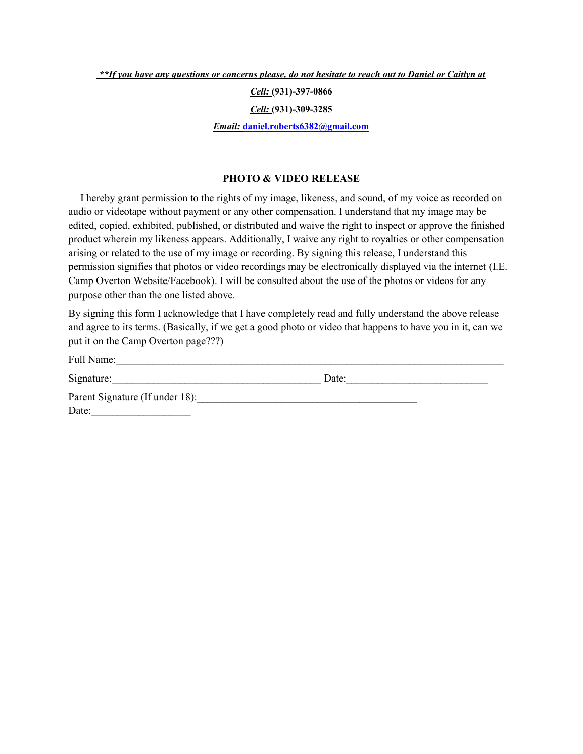***\*\*If you have any questions or concerns please, do not hesitate to reach out to Daniel or Caitlyn at***

***Cell:*** **(931)-397-0866**

***Cell:*** **(931)-309-3285**

***Email:*** **daniel.roberts6382@gmail.com**

## PHOTO & VIDEO RELEASE

I hereby grant permission to the rights of my image, likeness, and sound, of my voice as recorded on audio or videotape without payment or any other compensation. I understand that my image may be edited, copied, exhibited, published, or distributed and waive the right to inspect or approve the finished product wherein my likeness appears. Additionally, I waive any right to royalties or other compensation arising or related to the use of my image or recording. By signing this release, I understand this permission signifies that photos or video recordings may be electronically displayed via the internet (I.E. Camp Overton Website/Facebook). I will be consulted about the use of the photos or videos for any purpose other than the one listed above.

By signing this form I acknowledge that I have completely read and fully understand the above release and agree to its terms. (Basically, if we get a good photo or video that happens to have you in it, can we put it on the Camp Overton page???)

Full Name:_______________________________________________________________________

Signature:________________________________________ Date:___________________________

Parent Signature (If under 18):___________________________________________
Date:___________________